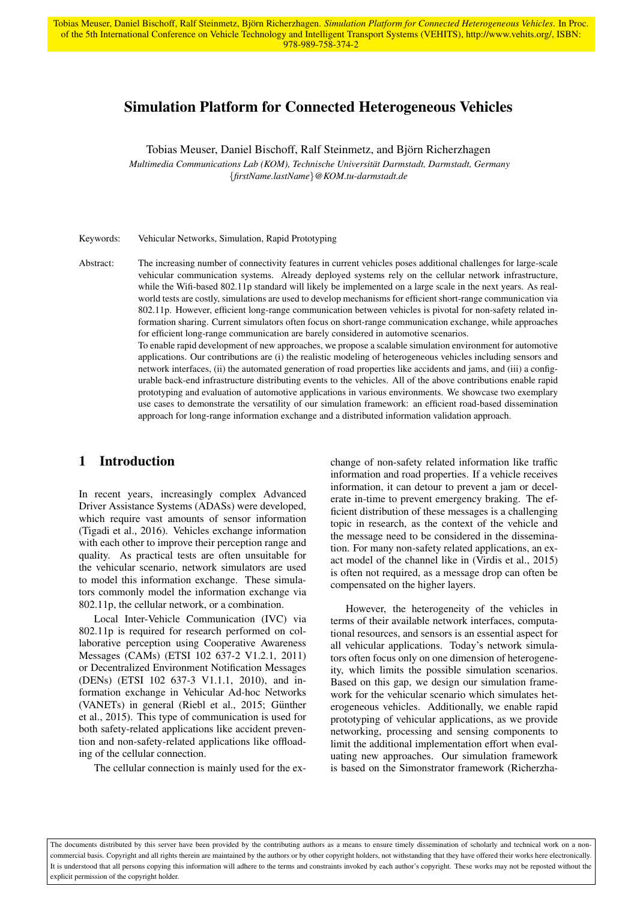Tobias Meuser, Daniel Bischoff, Ralf Steinmetz, Björn Richerzhagen. *Simulation Platform for Connected Heterogeneous Vehicles*. In Proc. of the 5th International Conference on Vehicle Technology and Intelligent Transport Systems (VEHITS), http://www.vehits.org/, ISBN: 978-989-758-374-2

# Simulation Platform for Connected Heterogeneous Vehicles

Tobias Meuser, Daniel Bischoff, Ralf Steinmetz, and Björn Richerzhagen

*Multimedia Communications Lab (KOM), Technische Universität Darmstadt, Darmstadt, Germany*
*{firstName.lastName}@KOM.tu-darmstadt.de*

Keywords: Vehicular Networks, Simulation, Rapid Prototyping

Abstract: The increasing number of connectivity features in current vehicles poses additional challenges for large-scale vehicular communication systems. Already deployed systems rely on the cellular network infrastructure, while the Wifi-based 802.11p standard will likely be implemented on a large scale in the next years. As real-world tests are costly, simulations are used to develop mechanisms for efficient short-range communication via 802.11p. However, efficient long-range communication between vehicles is pivotal for non-safety related information sharing. Current simulators often focus on short-range communication exchange, while approaches for efficient long-range communication are barely considered in automotive scenarios.
To enable rapid development of new approaches, we propose a scalable simulation environment for automotive applications. Our contributions are (i) the realistic modeling of heterogeneous vehicles including sensors and network interfaces, (ii) the automated generation of road properties like accidents and jams, and (iii) a configurable back-end infrastructure distributing events to the vehicles. All of the above contributions enable rapid prototyping and evaluation of automotive applications in various environments. We showcase two exemplary use cases to demonstrate the versatility of our simulation framework: an efficient road-based dissemination approach for long-range information exchange and a distributed information validation approach.

## 1 Introduction

In recent years, increasingly complex Advanced Driver Assistance Systems (ADASs) were developed, which require vast amounts of sensor information (Tigadi et al., 2016). Vehicles exchange information with each other to improve their perception range and quality. As practical tests are often unsuitable for the vehicular scenario, network simulators are used to model this information exchange. These simulators commonly model the information exchange via 802.11p, the cellular network, or a combination.

Local Inter-Vehicle Communication (IVC) via 802.11p is required for research performed on collaborative perception using Cooperative Awareness Messages (CAMs) (ETSI 102 637-2 V1.2.1, 2011) or Decentralized Environment Notification Messages (DENs) (ETSI 102 637-3 V1.1.1, 2010), and information exchange in Vehicular Ad-hoc Networks (VANETs) in general (Riebl et al., 2015; Günther et al., 2015). This type of communication is used for both safety-related applications like accident prevention and non-safety-related applications like offloading of the cellular connection.

The cellular connection is mainly used for the exchange of non-safety related information like traffic information and road properties. If a vehicle receives information, it can detour to prevent a jam or decelerate in-time to prevent emergency braking. The efficient distribution of these messages is a challenging topic in research, as the context of the vehicle and the message need to be considered in the dissemination. For many non-safety related applications, an exact model of the channel like in (Virdis et al., 2015) is often not required, as a message drop can often be compensated on the higher layers.

However, the heterogeneity of the vehicles in terms of their available network interfaces, computational resources, and sensors is an essential aspect for all vehicular applications. Today's network simulators often focus only on one dimension of heterogeneity, which limits the possible simulation scenarios. Based on this gap, we design our simulation framework for the vehicular scenario which simulates heterogeneous vehicles. Additionally, we enable rapid prototyping of vehicular applications, as we provide networking, processing and sensing components to limit the additional implementation effort when evaluating new approaches. Our simulation framework is based on the Simonstrator framework (Richerzha-

The documents distributed by this server have been provided by the contributing authors as a means to ensure timely dissemination of scholarly and technical work on a non-commercial basis. Copyright and all rights therein are maintained by the authors or by other copyright holders, not withstanding that they have offered their works here electronically. It is understood that all persons copying this information will adhere to the terms and constraints invoked by each author's copyright. These works may not be reposted without the explicit permission of the copyright holder.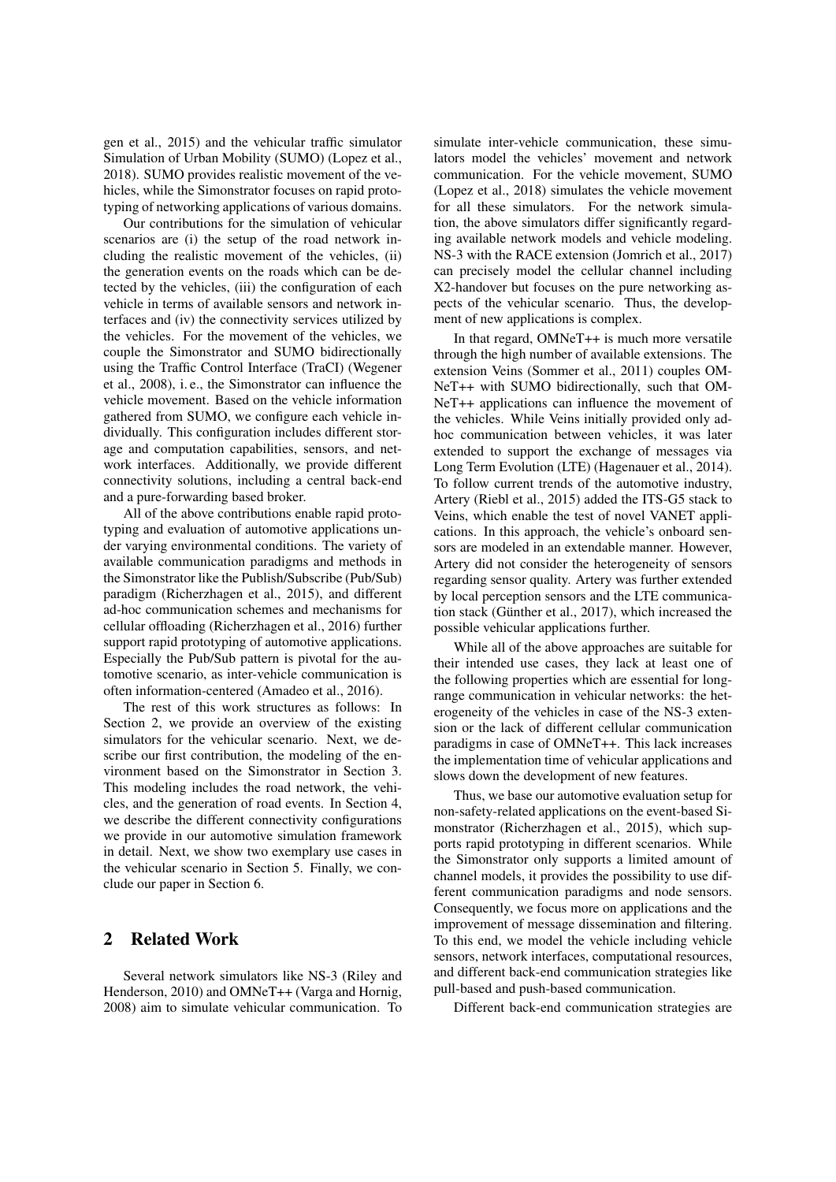gen et al., 2015) and the vehicular traffic simulator Simulation of Urban Mobility (SUMO) (Lopez et al., 2018). SUMO provides realistic movement of the vehicles, while the Simonstrator focuses on rapid prototyping of networking applications of various domains.

Our contributions for the simulation of vehicular scenarios are (i) the setup of the road network including the realistic movement of the vehicles, (ii) the generation events on the roads which can be detected by the vehicles, (iii) the configuration of each vehicle in terms of available sensors and network interfaces and (iv) the connectivity services utilized by the vehicles. For the movement of the vehicles, we couple the Simonstrator and SUMO bidirectionally using the Traffic Control Interface (TraCI) (Wegener et al., 2008), i. e., the Simonstrator can influence the vehicle movement. Based on the vehicle information gathered from SUMO, we configure each vehicle individually. This configuration includes different storage and computation capabilities, sensors, and network interfaces. Additionally, we provide different connectivity solutions, including a central back-end and a pure-forwarding based broker.

All of the above contributions enable rapid prototyping and evaluation of automotive applications under varying environmental conditions. The variety of available communication paradigms and methods in the Simonstrator like the Publish/Subscribe (Pub/Sub) paradigm (Richerzhagen et al., 2015), and different ad-hoc communication schemes and mechanisms for cellular offloading (Richerzhagen et al., 2016) further support rapid prototyping of automotive applications. Especially the Pub/Sub pattern is pivotal for the automotive scenario, as inter-vehicle communication is often information-centered (Amadeo et al., 2016).

The rest of this work structures as follows: In Section 2, we provide an overview of the existing simulators for the vehicular scenario. Next, we describe our first contribution, the modeling of the environment based on the Simonstrator in Section 3. This modeling includes the road network, the vehicles, and the generation of road events. In Section 4, we describe the different connectivity configurations we provide in our automotive simulation framework in detail. Next, we show two exemplary use cases in the vehicular scenario in Section 5. Finally, we conclude our paper in Section 6.

## 2 Related Work

Several network simulators like NS-3 (Riley and Henderson, 2010) and OMNeT++ (Varga and Hornig, 2008) aim to simulate vehicular communication. To simulate inter-vehicle communication, these simulators model the vehicles' movement and network communication. For the vehicle movement, SUMO (Lopez et al., 2018) simulates the vehicle movement for all these simulators. For the network simulation, the above simulators differ significantly regarding available network models and vehicle modeling. NS-3 with the RACE extension (Jomrich et al., 2017) can precisely model the cellular channel including X2-handover but focuses on the pure networking aspects of the vehicular scenario. Thus, the development of new applications is complex.

In that regard, OMNeT++ is much more versatile through the high number of available extensions. The extension Veins (Sommer et al., 2011) couples OMNeT++ with SUMO bidirectionally, such that OMNeT++ applications can influence the movement of the vehicles. While Veins initially provided only ad-hoc communication between vehicles, it was later extended to support the exchange of messages via Long Term Evolution (LTE) (Hagenauer et al., 2014). To follow current trends of the automotive industry, Artery (Riebl et al., 2015) added the ITS-G5 stack to Veins, which enable the test of novel VANET applications. In this approach, the vehicle's onboard sensors are modeled in an extendable manner. However, Artery did not consider the heterogeneity of sensors regarding sensor quality. Artery was further extended by local perception sensors and the LTE communication stack (Günther et al., 2017), which increased the possible vehicular applications further.

While all of the above approaches are suitable for their intended use cases, they lack at least one of the following properties which are essential for long-range communication in vehicular networks: the heterogeneity of the vehicles in case of the NS-3 extension or the lack of different cellular communication paradigms in case of OMNeT++. This lack increases the implementation time of vehicular applications and slows down the development of new features.

Thus, we base our automotive evaluation setup for non-safety-related applications on the event-based Simonstrator (Richerzhagen et al., 2015), which supports rapid prototyping in different scenarios. While the Simonstrator only supports a limited amount of channel models, it provides the possibility to use different communication paradigms and node sensors. Consequently, we focus more on applications and the improvement of message dissemination and filtering. To this end, we model the vehicle including vehicle sensors, network interfaces, computational resources, and different back-end communication strategies like pull-based and push-based communication.

Different back-end communication strategies are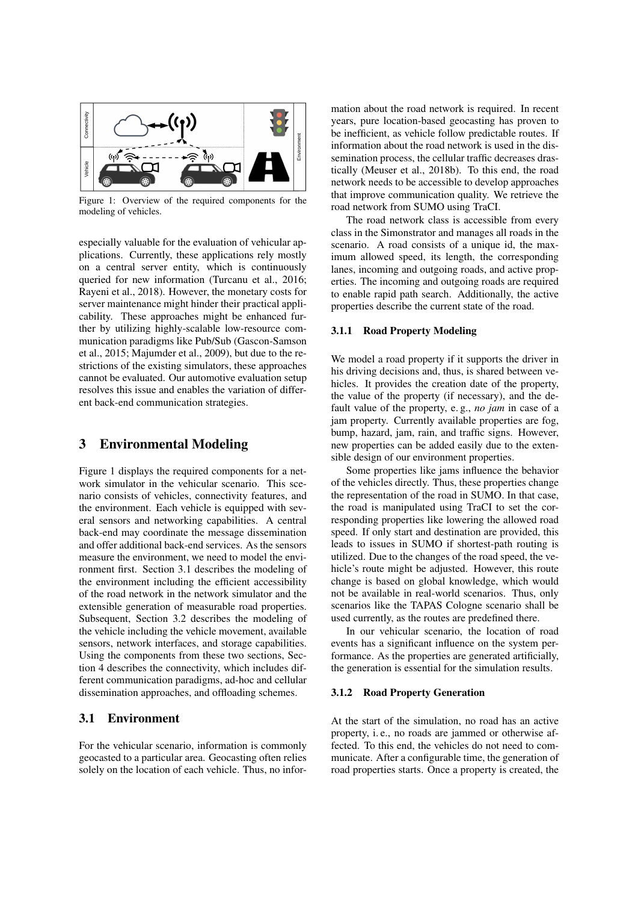Figure 1: Overview of the required components for the modeling of vehicles.

especially valuable for the evaluation of vehicular applications. Currently, these applications rely mostly on a central server entity, which is continuously queried for new information (Turcanu et al., 2016; Rayeni et al., 2018). However, the monetary costs for server maintenance might hinder their practical applicability. These approaches might be enhanced further by utilizing highly-scalable low-resource communication paradigms like Pub/Sub (Gascon-Samson et al., 2015; Majumder et al., 2009), but due to the restrictions of the existing simulators, these approaches cannot be evaluated. Our automotive evaluation setup resolves this issue and enables the variation of different back-end communication strategies.

# 3 Environmental Modeling

Figure 1 displays the required components for a network simulator in the vehicular scenario. This scenario consists of vehicles, connectivity features, and the environment. Each vehicle is equipped with several sensors and networking capabilities. A central back-end may coordinate the message dissemination and offer additional back-end services. As the sensors measure the environment, we need to model the environment first. Section 3.1 describes the modeling of the environment including the efficient accessibility of the road network in the network simulator and the extensible generation of measurable road properties. Subsequent, Section 3.2 describes the modeling of the vehicle including the vehicle movement, available sensors, network interfaces, and storage capabilities. Using the components from these two sections, Section 4 describes the connectivity, which includes different communication paradigms, ad-hoc and cellular dissemination approaches, and offloading schemes.

## 3.1 Environment

For the vehicular scenario, information is commonly geocasted to a particular area. Geocasting often relies solely on the location of each vehicle. Thus, no information about the road network is required. In recent years, pure location-based geocasting has proven to be inefficient, as vehicle follow predictable routes. If information about the road network is used in the dissemination process, the cellular traffic decreases drastically (Meuser et al., 2018b). To this end, the road network needs to be accessible to develop approaches that improve communication quality. We retrieve the road network from SUMO using TraCI.

The road network class is accessible from every class in the Simonstrator and manages all roads in the scenario. A road consists of a unique id, the maximum allowed speed, its length, the corresponding lanes, incoming and outgoing roads, and active properties. The incoming and outgoing roads are required to enable rapid path search. Additionally, the active properties describe the current state of the road.

### 3.1.1 Road Property Modeling

We model a road property if it supports the driver in his driving decisions and, thus, is shared between vehicles. It provides the creation date of the property, the value of the property (if necessary), and the default value of the property, e. g., *no jam* in case of a jam property. Currently available properties are fog, bump, hazard, jam, rain, and traffic signs. However, new properties can be added easily due to the extensible design of our environment properties.

Some properties like jams influence the behavior of the vehicles directly. Thus, these properties change the representation of the road in SUMO. In that case, the road is manipulated using TraCI to set the corresponding properties like lowering the allowed road speed. If only start and destination are provided, this leads to issues in SUMO if shortest-path routing is utilized. Due to the changes of the road speed, the vehicle's route might be adjusted. However, this route change is based on global knowledge, which would not be available in real-world scenarios. Thus, only scenarios like the TAPAS Cologne scenario shall be used currently, as the routes are predefined there.

In our vehicular scenario, the location of road events has a significant influence on the system performance. As the properties are generated artificially, the generation is essential for the simulation results.

### 3.1.2 Road Property Generation

At the start of the simulation, no road has an active property, i. e., no roads are jammed or otherwise affected. To this end, the vehicles do not need to communicate. After a configurable time, the generation of road properties starts. Once a property is created, the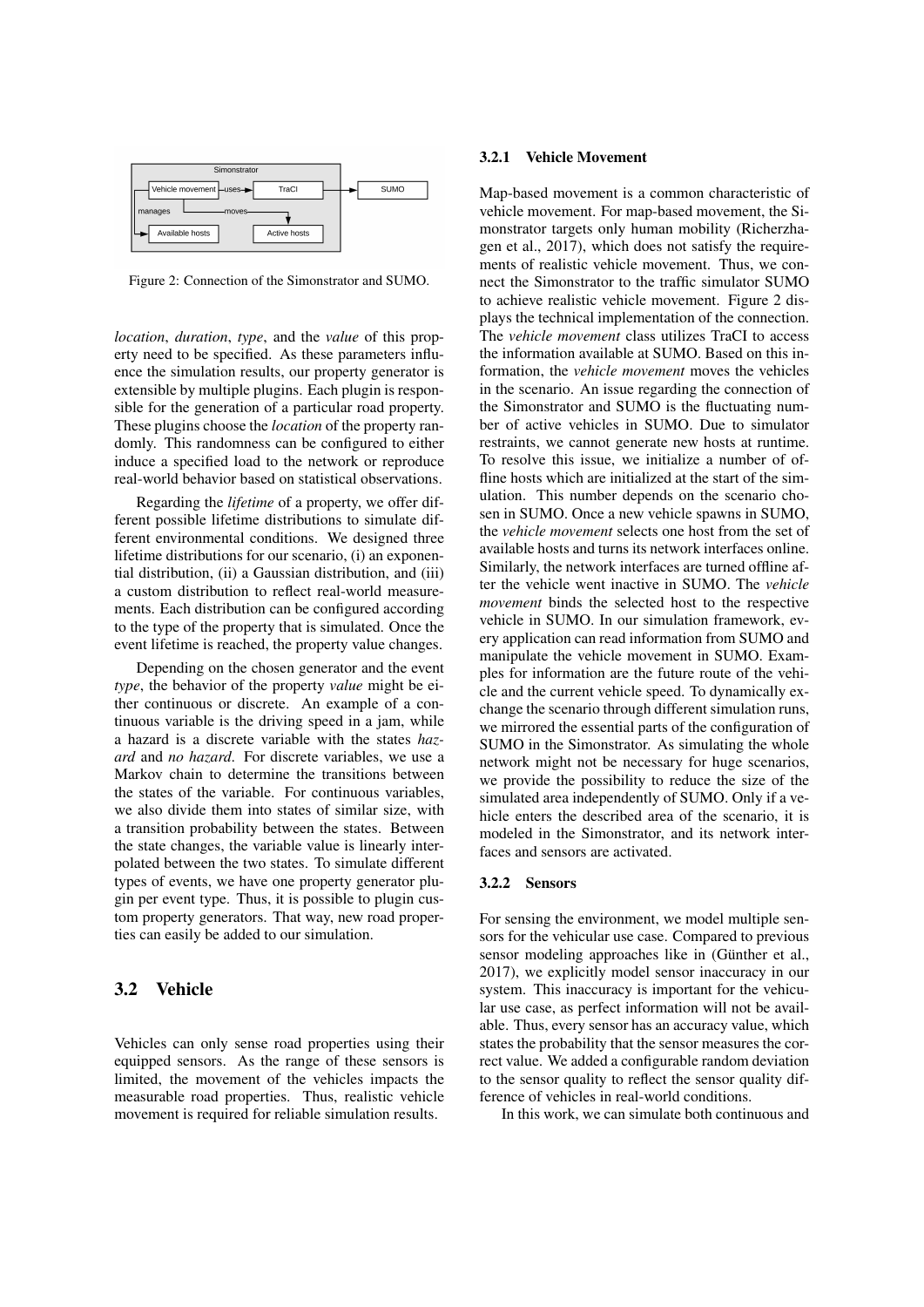Figure 2: Connection of the Simonstrator and SUMO.

*location*, *duration*, *type*, and the *value* of this property need to be specified. As these parameters influence the simulation results, our property generator is extensible by multiple plugins. Each plugin is responsible for the generation of a particular road property. These plugins choose the *location* of the property randomly. This randomness can be configured to either induce a specified load to the network or reproduce real-world behavior based on statistical observations.

Regarding the *lifetime* of a property, we offer different possible lifetime distributions to simulate different environmental conditions. We designed three lifetime distributions for our scenario, (i) an exponential distribution, (ii) a Gaussian distribution, and (iii) a custom distribution to reflect real-world measurements. Each distribution can be configured according to the type of the property that is simulated. Once the event lifetime is reached, the property value changes.

Depending on the chosen generator and the event *type*, the behavior of the property *value* might be either continuous or discrete. An example of a continuous variable is the driving speed in a jam, while a hazard is a discrete variable with the states *hazard* and *no hazard*. For discrete variables, we use a Markov chain to determine the transitions between the states of the variable. For continuous variables, we also divide them into states of similar size, with a transition probability between the states. Between the state changes, the variable value is linearly interpolated between the two states. To simulate different types of events, we have one property generator plugin per event type. Thus, it is possible to plugin custom property generators. That way, new road properties can easily be added to our simulation.

## 3.2 Vehicle

Vehicles can only sense road properties using their equipped sensors. As the range of these sensors is limited, the movement of the vehicles impacts the measurable road properties. Thus, realistic vehicle movement is required for reliable simulation results.

### 3.2.1 Vehicle Movement

Map-based movement is a common characteristic of vehicle movement. For map-based movement, the Simonstrator targets only human mobility (Richerzhagen et al., 2017), which does not satisfy the requirements of realistic vehicle movement. Thus, we connect the Simonstrator to the traffic simulator SUMO to achieve realistic vehicle movement. Figure 2 displays the technical implementation of the connection. The *vehicle movement* class utilizes TraCI to access the information available at SUMO. Based on this information, the *vehicle movement* moves the vehicles in the scenario. An issue regarding the connection of the Simonstrator and SUMO is the fluctuating number of active vehicles in SUMO. Due to simulator restraints, we cannot generate new hosts at runtime. To resolve this issue, we initialize a number of offline hosts which are initialized at the start of the simulation. This number depends on the scenario chosen in SUMO. Once a new vehicle spawns in SUMO, the *vehicle movement* selects one host from the set of available hosts and turns its network interfaces online. Similarly, the network interfaces are turned offline after the vehicle went inactive in SUMO. The *vehicle movement* binds the selected host to the respective vehicle in SUMO. In our simulation framework, every application can read information from SUMO and manipulate the vehicle movement in SUMO. Examples for information are the future route of the vehicle and the current vehicle speed. To dynamically exchange the scenario through different simulation runs, we mirrored the essential parts of the configuration of SUMO in the Simonstrator. As simulating the whole network might not be necessary for huge scenarios, we provide the possibility to reduce the size of the simulated area independently of SUMO. Only if a vehicle enters the described area of the scenario, it is modeled in the Simonstrator, and its network interfaces and sensors are activated.

### 3.2.2 Sensors

For sensing the environment, we model multiple sensors for the vehicular use case. Compared to previous sensor modeling approaches like in (Günther et al., 2017), we explicitly model sensor inaccuracy in our system. This inaccuracy is important for the vehicular use case, as perfect information will not be available. Thus, every sensor has an accuracy value, which states the probability that the sensor measures the correct value. We added a configurable random deviation to the sensor quality to reflect the sensor quality difference of vehicles in real-world conditions.

In this work, we can simulate both continuous and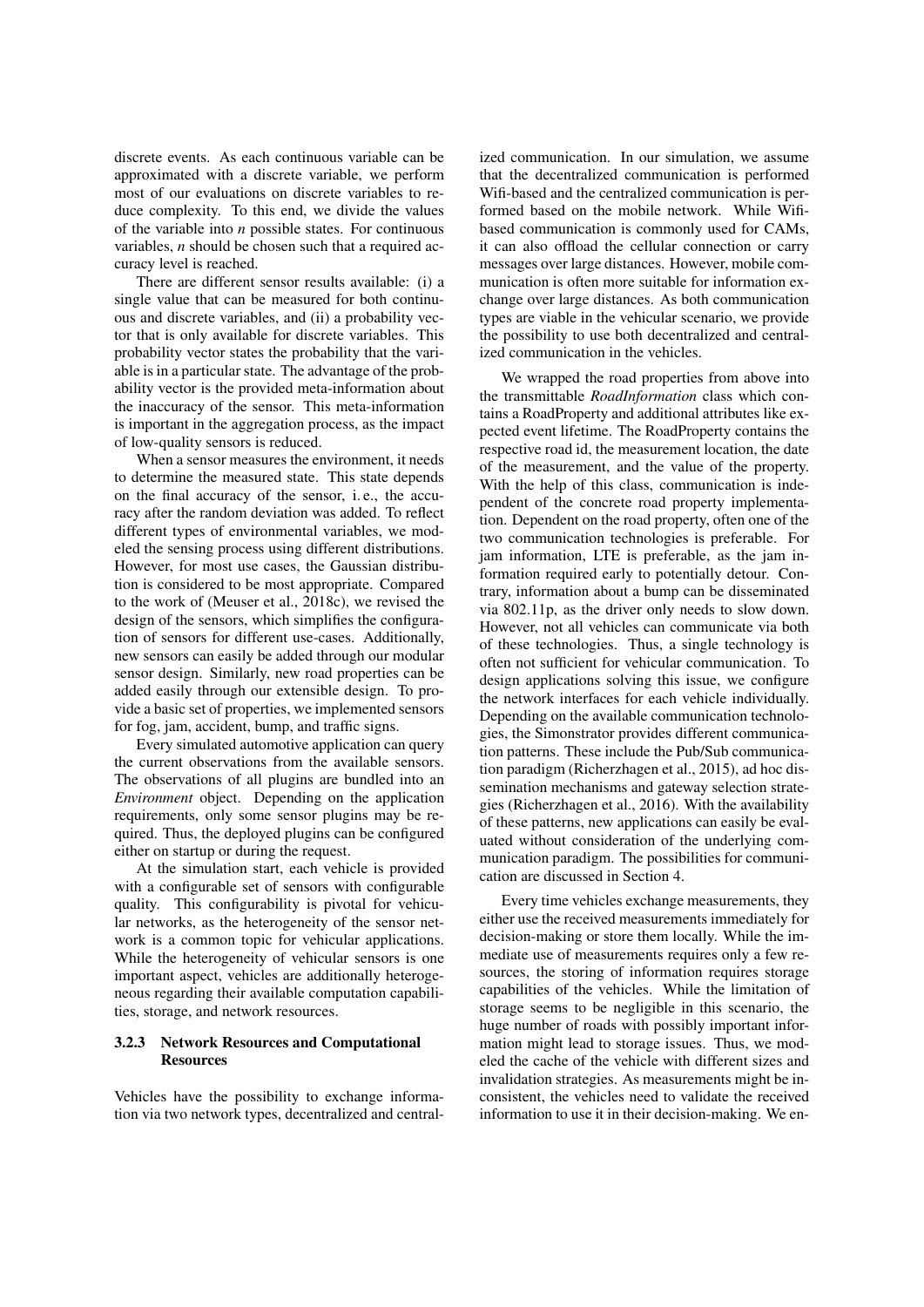discrete events. As each continuous variable can be approximated with a discrete variable, we perform most of our evaluations on discrete variables to reduce complexity. To this end, we divide the values of the variable into $n$ possible states. For continuous variables, $n$ should be chosen such that a required accuracy level is reached.

There are different sensor results available: (i) a single value that can be measured for both continuous and discrete variables, and (ii) a probability vector that is only available for discrete variables. This probability vector states the probability that the variable is in a particular state. The advantage of the probability vector is the provided meta-information about the inaccuracy of the sensor. This meta-information is important in the aggregation process, as the impact of low-quality sensors is reduced.

When a sensor measures the environment, it needs to determine the measured state. This state depends on the final accuracy of the sensor, i. e., the accuracy after the random deviation was added. To reflect different types of environmental variables, we modeled the sensing process using different distributions. However, for most use cases, the Gaussian distribution is considered to be most appropriate. Compared to the work of (Meuser et al., 2018c), we revised the design of the sensors, which simplifies the configuration of sensors for different use-cases. Additionally, new sensors can easily be added through our modular sensor design. Similarly, new road properties can be added easily through our extensible design. To provide a basic set of properties, we implemented sensors for fog, jam, accident, bump, and traffic signs.

Every simulated automotive application can query the current observations from the available sensors. The observations of all plugins are bundled into an *Environment* object. Depending on the application requirements, only some sensor plugins may be required. Thus, the deployed plugins can be configured either on startup or during the request.

At the simulation start, each vehicle is provided with a configurable set of sensors with configurable quality. This configurability is pivotal for vehicular networks, as the heterogeneity of the sensor network is a common topic for vehicular applications. While the heterogeneity of vehicular sensors is one important aspect, vehicles are additionally heterogeneous regarding their available computation capabilities, storage, and network resources.

### 3.2.3 Network Resources and Computational Resources

Vehicles have the possibility to exchange information via two network types, decentralized and centralized communication. In our simulation, we assume that the decentralized communication is performed Wifi-based and the centralized communication is performed based on the mobile network. While Wifi-based communication is commonly used for CAMs, it can also offload the cellular connection or carry messages over large distances. However, mobile communication is often more suitable for information exchange over large distances. As both communication types are viable in the vehicular scenario, we provide the possibility to use both decentralized and centralized communication in the vehicles.

We wrapped the road properties from above into the transmittable *RoadInformation* class which contains a RoadProperty and additional attributes like expected event lifetime. The RoadProperty contains the respective road id, the measurement location, the date of the measurement, and the value of the property. With the help of this class, communication is independent of the concrete road property implementation. Dependent on the road property, often one of the two communication technologies is preferable. For jam information, LTE is preferable, as the jam information required early to potentially detour. Contrary, information about a bump can be disseminated via 802.11p, as the driver only needs to slow down. However, not all vehicles can communicate via both of these technologies. Thus, a single technology is often not sufficient for vehicular communication. To design applications solving this issue, we configure the network interfaces for each vehicle individually. Depending on the available communication technologies, the Simonstrator provides different communication patterns. These include the Pub/Sub communication paradigm (Richerzhagen et al., 2015), ad hoc dissemination mechanisms and gateway selection strategies (Richerzhagen et al., 2016). With the availability of these patterns, new applications can easily be evaluated without consideration of the underlying communication paradigm. The possibilities for communication are discussed in Section 4.

Every time vehicles exchange measurements, they either use the received measurements immediately for decision-making or store them locally. While the immediate use of measurements requires only a few resources, the storing of information requires storage capabilities of the vehicles. While the limitation of storage seems to be negligible in this scenario, the huge number of roads with possibly important information might lead to storage issues. Thus, we modeled the cache of the vehicle with different sizes and invalidation strategies. As measurements might be inconsistent, the vehicles need to validate the received information to use it in their decision-making. We en-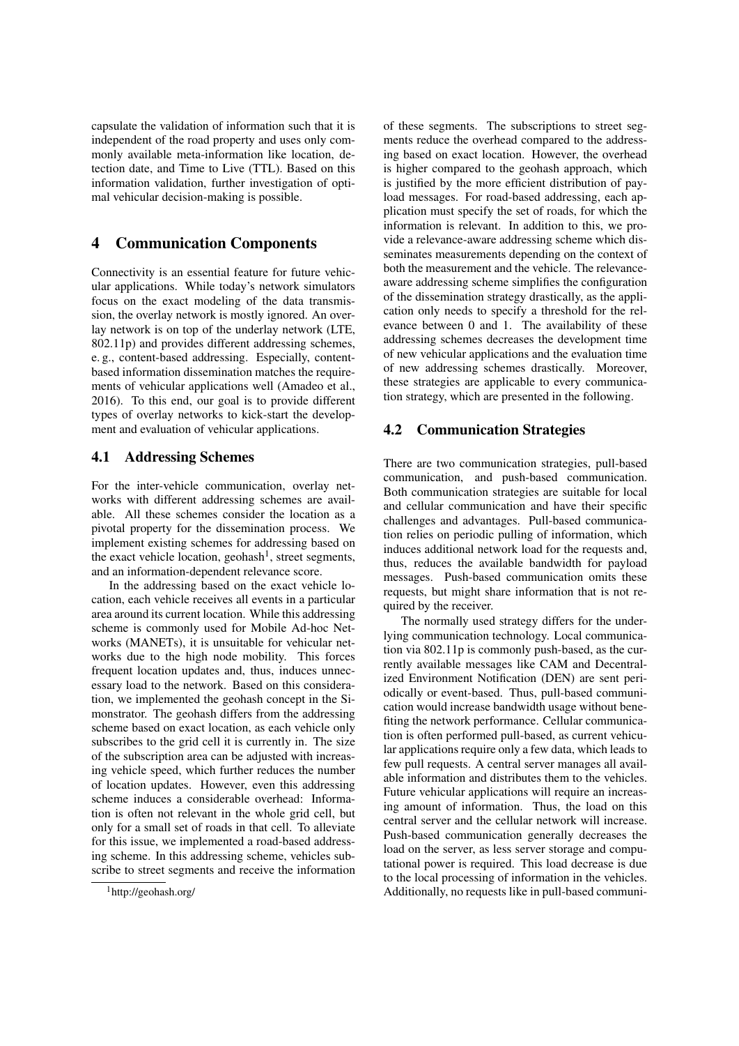capsulate the validation of information such that it is independent of the road property and uses only commonly available meta-information like location, detection date, and Time to Live (TTL). Based on this information validation, further investigation of optimal vehicular decision-making is possible.

## 4 Communication Components

Connectivity is an essential feature for future vehicular applications. While today's network simulators focus on the exact modeling of the data transmission, the overlay network is mostly ignored. An overlay network is on top of the underlay network (LTE, 802.11p) and provides different addressing schemes, e. g., content-based addressing. Especially, content-based information dissemination matches the requirements of vehicular applications well (Amadeo et al., 2016). To this end, our goal is to provide different types of overlay networks to kick-start the development and evaluation of vehicular applications.

### 4.1 Addressing Schemes

For the inter-vehicle communication, overlay networks with different addressing schemes are available. All these schemes consider the location as a pivotal property for the dissemination process. We implement existing schemes for addressing based on the exact vehicle location, geohash[1], street segments, and an information-dependent relevance score.

In the addressing based on the exact vehicle location, each vehicle receives all events in a particular area around its current location. While this addressing scheme is commonly used for Mobile Ad-hoc Networks (MANETs), it is unsuitable for vehicular networks due to the high node mobility. This forces frequent location updates and, thus, induces unnecessary load to the network. Based on this consideration, we implemented the geohash concept in the Simonstrator. The geohash differs from the addressing scheme based on exact location, as each vehicle only subscribes to the grid cell it is currently in. The size of the subscription area can be adjusted with increasing vehicle speed, which further reduces the number of location updates. However, even this addressing scheme induces a considerable overhead: Information is often not relevant in the whole grid cell, but only for a small set of roads in that cell. To alleviate for this issue, we implemented a road-based addressing scheme. In this addressing scheme, vehicles subscribe to street segments and receive the information of these segments. The subscriptions to street segments reduce the overhead compared to the addressing based on exact location. However, the overhead is higher compared to the geohash approach, which is justified by the more efficient distribution of payload messages. For road-based addressing, each application must specify the set of roads, for which the information is relevant. In addition to this, we provide a relevance-aware addressing scheme which disseminates measurements depending on the context of both the measurement and the vehicle. The relevance-aware addressing scheme simplifies the configuration of the dissemination strategy drastically, as the application only needs to specify a threshold for the relevance between 0 and 1. The availability of these addressing schemes decreases the development time of new vehicular applications and the evaluation time of new addressing schemes drastically. Moreover, these strategies are applicable to every communication strategy, which are presented in the following.

[1] http://geohash.org/

### 4.2 Communication Strategies

There are two communication strategies, pull-based communication, and push-based communication. Both communication strategies are suitable for local and cellular communication and have their specific challenges and advantages. Pull-based communication relies on periodic pulling of information, which induces additional network load for the requests and, thus, reduces the available bandwidth for payload messages. Push-based communication omits these requests, but might share information that is not required by the receiver.

The normally used strategy differs for the underlying communication technology. Local communication via 802.11p is commonly push-based, as the currently available messages like CAM and Decentralized Environment Notification (DEN) are sent periodically or event-based. Thus, pull-based communication would increase bandwidth usage without benefiting the network performance. Cellular communication is often performed pull-based, as current vehicular applications require only a few data, which leads to few pull requests. A central server manages all available information and distributes them to the vehicles. Future vehicular applications will require an increasing amount of information. Thus, the load on this central server and the cellular network will increase. Push-based communication generally decreases the load on the server, as less server storage and computational power is required. This load decrease is due to the local processing of information in the vehicles. Additionally, no requests like in pull-based communi-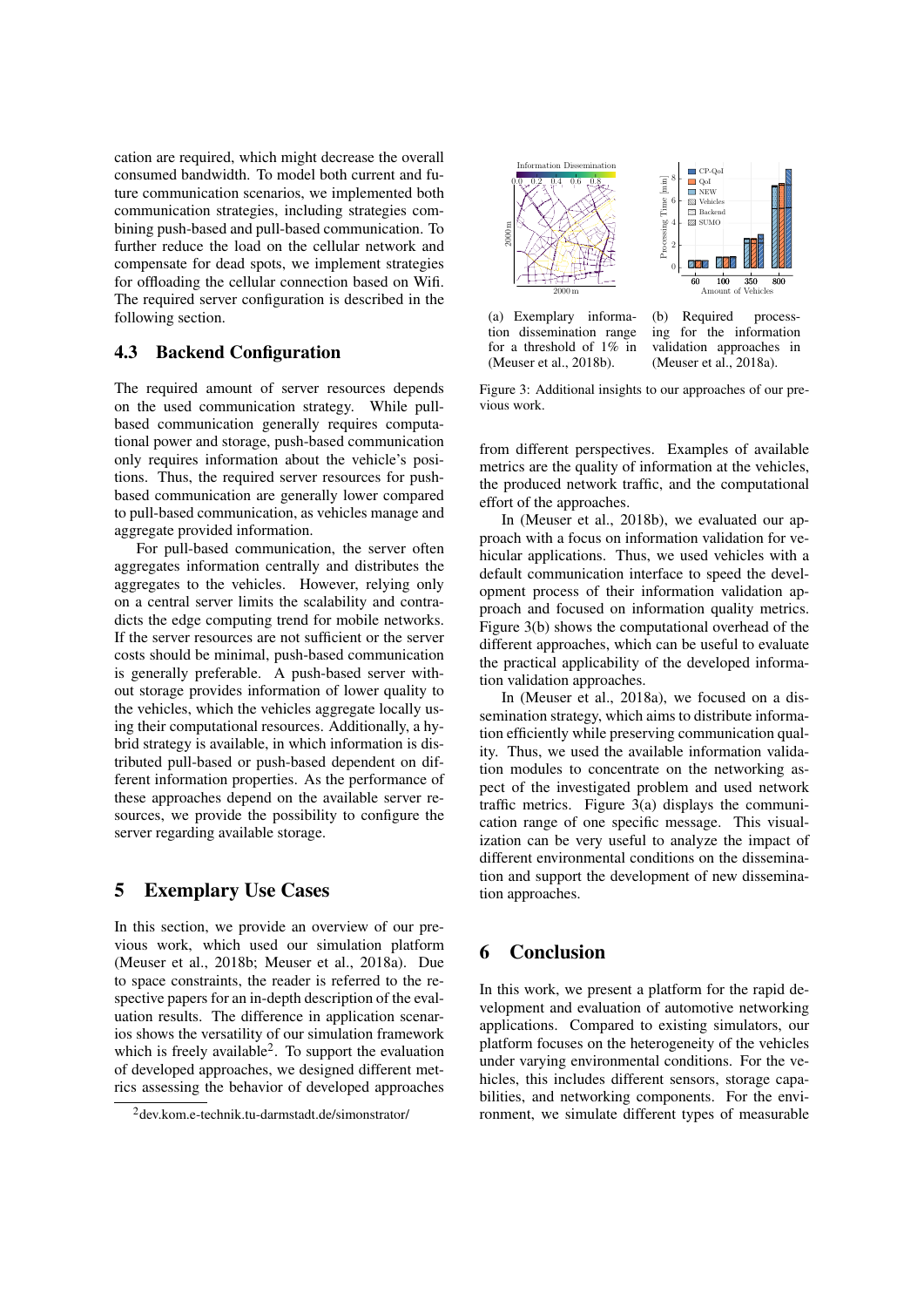cation are required, which might decrease the overall consumed bandwidth. To model both current and future communication scenarios, we implemented both communication strategies, including strategies combining push-based and pull-based communication. To further reduce the load on the cellular network and compensate for dead spots, we implement strategies for offloading the cellular connection based on Wifi. The required server configuration is described in the following section.

### 4.3 Backend Configuration

The required amount of server resources depends on the used communication strategy. While pull-based communication generally requires computational power and storage, push-based communication only requires information about the vehicle's positions. Thus, the required server resources for push-based communication are generally lower compared to pull-based communication, as vehicles manage and aggregate provided information.

For pull-based communication, the server often aggregates information centrally and distributes the aggregates to the vehicles. However, relying only on a central server limits the scalability and contradicts the edge computing trend for mobile networks. If the server resources are not sufficient or the server costs should be minimal, push-based communication is generally preferable. A push-based server without storage provides information of lower quality to the vehicles, which the vehicles aggregate locally using their computational resources. Additionally, a hybrid strategy is available, in which information is distributed pull-based or push-based dependent on different information properties. As the performance of these approaches depend on the available server resources, we provide the possibility to configure the server regarding available storage.

## 5 Exemplary Use Cases

In this section, we provide an overview of our previous work, which used our simulation platform (Meuser et al., 2018b; Meuser et al., 2018a). Due to space constraints, the reader is referred to the respective papers for an in-depth description of the evaluation results. The difference in application scenarios shows the versatility of our simulation framework which is freely available[2]. To support the evaluation of developed approaches, we designed different metrics assessing the behavior of developed approaches from different perspectives. Examples of available metrics are the quality of information at the vehicles, the produced network traffic, and the computational effort of the approaches.

(a) Exemplary information dissemination range for a threshold of 1% in (Meuser et al., 2018b).

(b) Required processing for the information validation approaches in (Meuser et al., 2018a).

Figure 3: Additional insights to our approaches of our previous work.

In (Meuser et al., 2018b), we evaluated our approach with a focus on information validation for vehicular applications. Thus, we used vehicles with a default communication interface to speed the development process of their information validation approach and focused on information quality metrics. Figure 3(b) shows the computational overhead of the different approaches, which can be useful to evaluate the practical applicability of the developed information validation approaches.

In (Meuser et al., 2018a), we focused on a dissemination strategy, which aims to distribute information efficiently while preserving communication quality. Thus, we used the available information validation modules to concentrate on the networking aspect of the investigated problem and used network traffic metrics. Figure 3(a) displays the communication range of one specific message. This visualization can be very useful to analyze the impact of different environmental conditions on the dissemination and support the development of new dissemination approaches.

## 6 Conclusion

In this work, we present a platform for the rapid development and evaluation of automotive networking applications. Compared to existing simulators, our platform focuses on the heterogeneity of the vehicles under varying environmental conditions. For the vehicles, this includes different sensors, storage capabilities, and networking components. For the environment, we simulate different types of measurable

[2] dev.kom.e-technik.tu-darmstadt.de/simonstrator/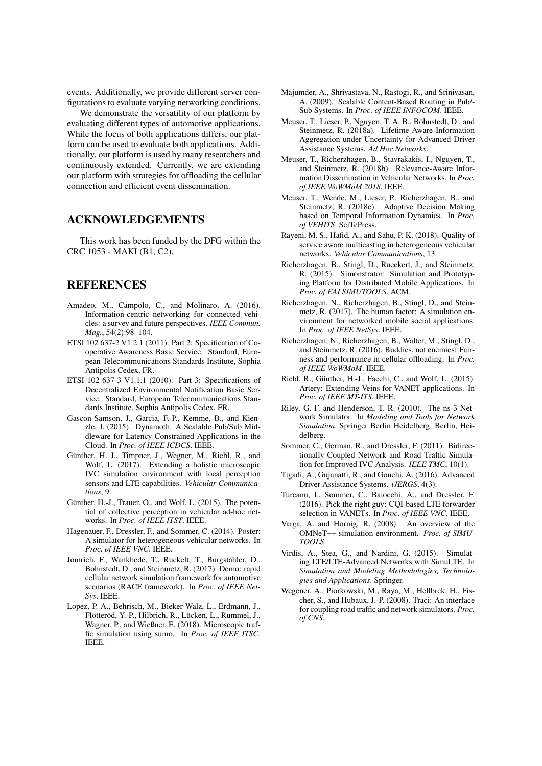events. Additionally, we provide different server configurations to evaluate varying networking conditions.

We demonstrate the versatility of our platform by evaluating different types of automotive applications. While the focus of both applications differs, our platform can be used to evaluate both applications. Additionally, our platform is used by many researchers and continuously extended. Currently, we are extending our platform with strategies for offloading the cellular connection and efficient event dissemination.

## ACKNOWLEDGEMENTS

This work has been funded by the DFG within the CRC 1053 - MAKI (B1, C2).

## REFERENCES

Amadeo, M., Campolo, C., and Molinaro, A. (2016). Information-centric networking for connected vehicles: a survey and future perspectives. *IEEE Commun. Mag.*, 54(2):98–104.

ETSI 102 637-2 V1.2.1 (2011). Part 2: Specification of Cooperative Awareness Basic Service. Standard, European Telecommunications Standards Institute, Sophia Antipolis Cedex, FR.

ETSI 102 637-3 V1.1.1 (2010). Part 3: Specifications of Decentralized Environmental Notification Basic Service. Standard, European Telecommunications Standards Institute, Sophia Antipolis Cedex, FR.

Gascon-Samson, J., Garcia, F.-P., Kemme, B., and Kienzle, J. (2015). Dynamoth: A Scalable Pub/Sub Middleware for Latency-Constrained Applications in the Cloud. In *Proc. of IEEE ICDCS*. IEEE.

Günther, H. J., Timpner, J., Wegner, M., Riebl, R., and Wolf, L. (2017). Extending a holistic microscopic IVC simulation environment with local perception sensors and LTE capabilities. *Vehicular Communications*, 9.

Günther, H.-J., Trauer, O., and Wolf, L. (2015). The potential of collective perception in vehicular ad-hoc networks. In *Proc. of IEEE ITST*. IEEE.

Hagenauer, F., Dressler, F., and Sommer, C. (2014). Poster: A simulator for heterogeneous vehicular networks. In *Proc. of IEEE VNC*. IEEE.

Jomrich, F., Wankhede, T., Ruckelt, T., Burgstahler, D., Bohnstedt, D., and Steinmetz, R. (2017). Demo: rapid cellular network simulation framework for automotive scenarios (RACE framework). In *Proc. of IEEE NetSys*. IEEE.

Lopez, P. A., Behrisch, M., Bieker-Walz, L., Erdmann, J., Flötteröd, Y.-P., Hilbrich, R., Lücken, L., Rummel, J., Wagner, P., and Wießner, E. (2018). Microscopic traffic simulation using sumo. In *Proc. of IEEE ITSC*. IEEE.

Majumder, A., Shrivastava, N., Rastogi, R., and Srinivasan, A. (2009). Scalable Content-Based Routing in Pub/-Sub Systems. In *Proc. of IEEE INFOCOM*. IEEE.

Meuser, T., Lieser, P., Nguyen, T. A. B., Böhnstedt, D., and Steinmetz, R. (2018a). Lifetime-Aware Information Aggregation under Uncertainty for Advanced Driver Assistance Systems. *Ad Hoc Networks*.

Meuser, T., Richerzhagen, B., Stavrakakis, I., Nguyen, T., and Steinmetz, R. (2018b). Relevance-Aware Information Dissemination in Vehicular Networks. In *Proc. of IEEE WoWMoM 2018*. IEEE.

Meuser, T., Wende, M., Lieser, P., Richerzhagen, B., and Steinmetz, R. (2018c). Adaptive Decision Making based on Temporal Information Dynamics. In *Proc. of VEHITS*. SciTePress.

Rayeni, M. S., Hafid, A., and Sahu, P. K. (2018). Quality of service aware multicasting in heterogeneous vehicular networks. *Vehicular Communications*, 13.

Richerzhagen, B., Stingl, D., Rueckert, J., and Steinmetz, R. (2015). Simonstrator: Simulation and Prototyping Platform for Distributed Mobile Applications. In *Proc. of EAI SIMUTOOLS*. ACM.

Richerzhagen, N., Richerzhagen, B., Stingl, D., and Steinmetz, R. (2017). The human factor: A simulation environment for networked mobile social applications. In *Proc. of IEEE NetSys*. IEEE.

Richerzhagen, N., Richerzhagen, B., Walter, M., Stingl, D., and Steinmetz, R. (2016). Buddies, not enemies: Fairness and performance in cellular offloading. In *Proc. of IEEE WoWMoM*. IEEE.

Riebl, R., Günther, H.-J., Facchi, C., and Wolf, L. (2015). Artery: Extending Veins for VANET applications. In *Proc. of IEEE MT-ITS*. IEEE.

Riley, G. F. and Henderson, T. R. (2010). The ns-3 Network Simulator. In *Modeling and Tools for Network Simulation*. Springer Berlin Heidelberg, Berlin, Heidelberg.

Sommer, C., German, R., and Dressler, F. (2011). Bidirectionally Coupled Network and Road Traffic Simulation for Improved IVC Analysis. *IEEE TMC*, 10(1).

Tigadi, A., Gujanatti, R., and Gonchi, A. (2016). Advanced Driver Assistance Systems. *iJERGS*, 4(3).

Turcanu, I., Sommer, C., Baiocchi, A., and Dressler, F. (2016). Pick the right guy: CQI-based LTE forwarder selection in VANETs. In *Proc. of IEEE VNC*. IEEE.

Varga, A. and Hornig, R. (2008). An overview of the OMNeT++ simulation environment. *Proc. of SIMUTOOLS*.

Virdis, A., Stea, G., and Nardini, G. (2015). Simulating LTE/LTE-Advanced Networks with SimuLTE. In *Simulation and Modeling Methodologies, Technologies and Applications*. Springer.

Wegener, A., Piorkowski, M., Raya, M., Hellbrck, H., Fischer, S., and Hubaux, J.-P. (2008). Traci: An interface for coupling road traffic and network simulators. *Proc. of CNS*.